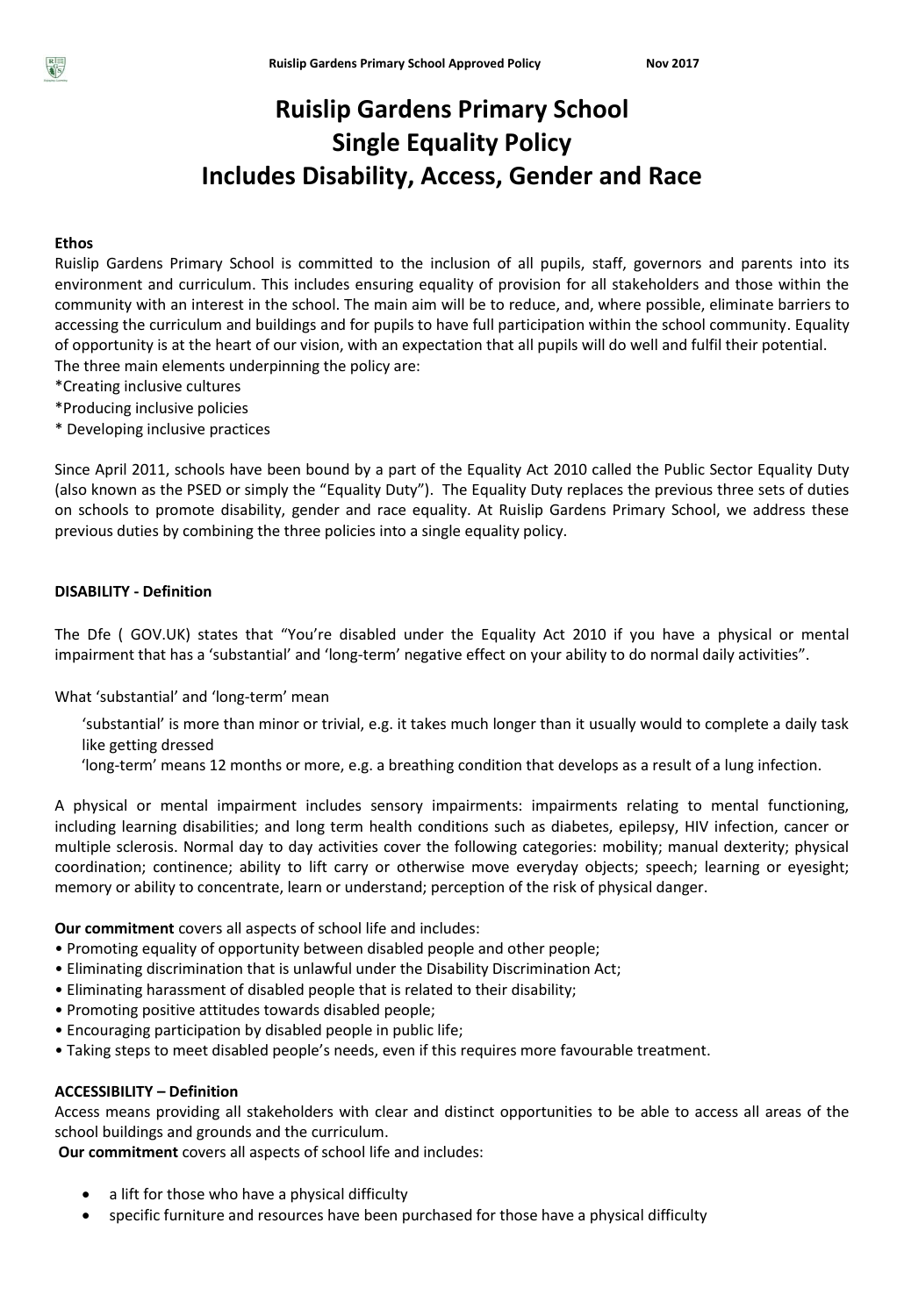# Ruislip Gardens Primary School
# Single Equality Policy
# Includes Disability, Access, Gender and Race

**Ethos**

Ruislip Gardens Primary School is committed to the inclusion of all pupils, staff, governors and parents into its environment and curriculum. This includes ensuring equality of provision for all stakeholders and those within the community with an interest in the school. The main aim will be to reduce, and, where possible, eliminate barriers to accessing the curriculum and buildings and for pupils to have full participation within the school community. Equality of opportunity is at the heart of our vision, with an expectation that all pupils will do well and fulfil their potential. The three main elements underpinning the policy are:

*Creating inclusive cultures

*Producing inclusive policies

* Developing inclusive practices

Since April 2011, schools have been bound by a part of the Equality Act 2010 called the Public Sector Equality Duty (also known as the PSED or simply the "Equality Duty"). The Equality Duty replaces the previous three sets of duties on schools to promote disability, gender and race equality. At Ruislip Gardens Primary School, we address these previous duties by combining the three policies into a single equality policy.

**DISABILITY - Definition**

The Dfe ( GOV.UK) states that "You're disabled under the Equality Act 2010 if you have a physical or mental impairment that has a 'substantial' and 'long-term' negative effect on your ability to do normal daily activities".

What 'substantial' and 'long-term' mean

'substantial' is more than minor or trivial, e.g. it takes much longer than it usually would to complete a daily task like getting dressed

'long-term' means 12 months or more, e.g. a breathing condition that develops as a result of a lung infection.

A physical or mental impairment includes sensory impairments: impairments relating to mental functioning, including learning disabilities; and long term health conditions such as diabetes, epilepsy, HIV infection, cancer or multiple sclerosis. Normal day to day activities cover the following categories: mobility; manual dexterity; physical coordination; continence; ability to lift carry or otherwise move everyday objects; speech; learning or eyesight; memory or ability to concentrate, learn or understand; perception of the risk of physical danger.

**Our commitment** covers all aspects of school life and includes:

- Promoting equality of opportunity between disabled people and other people;
- Eliminating discrimination that is unlawful under the Disability Discrimination Act;
- Eliminating harassment of disabled people that is related to their disability;
- Promoting positive attitudes towards disabled people;
- Encouraging participation by disabled people in public life;
- Taking steps to meet disabled people's needs, even if this requires more favourable treatment.

**ACCESSIBILITY – Definition**

Access means providing all stakeholders with clear and distinct opportunities to be able to access all areas of the school buildings and grounds and the curriculum.

**Our commitment** covers all aspects of school life and includes:

- a lift for those who have a physical difficulty
- specific furniture and resources have been purchased for those have a physical difficulty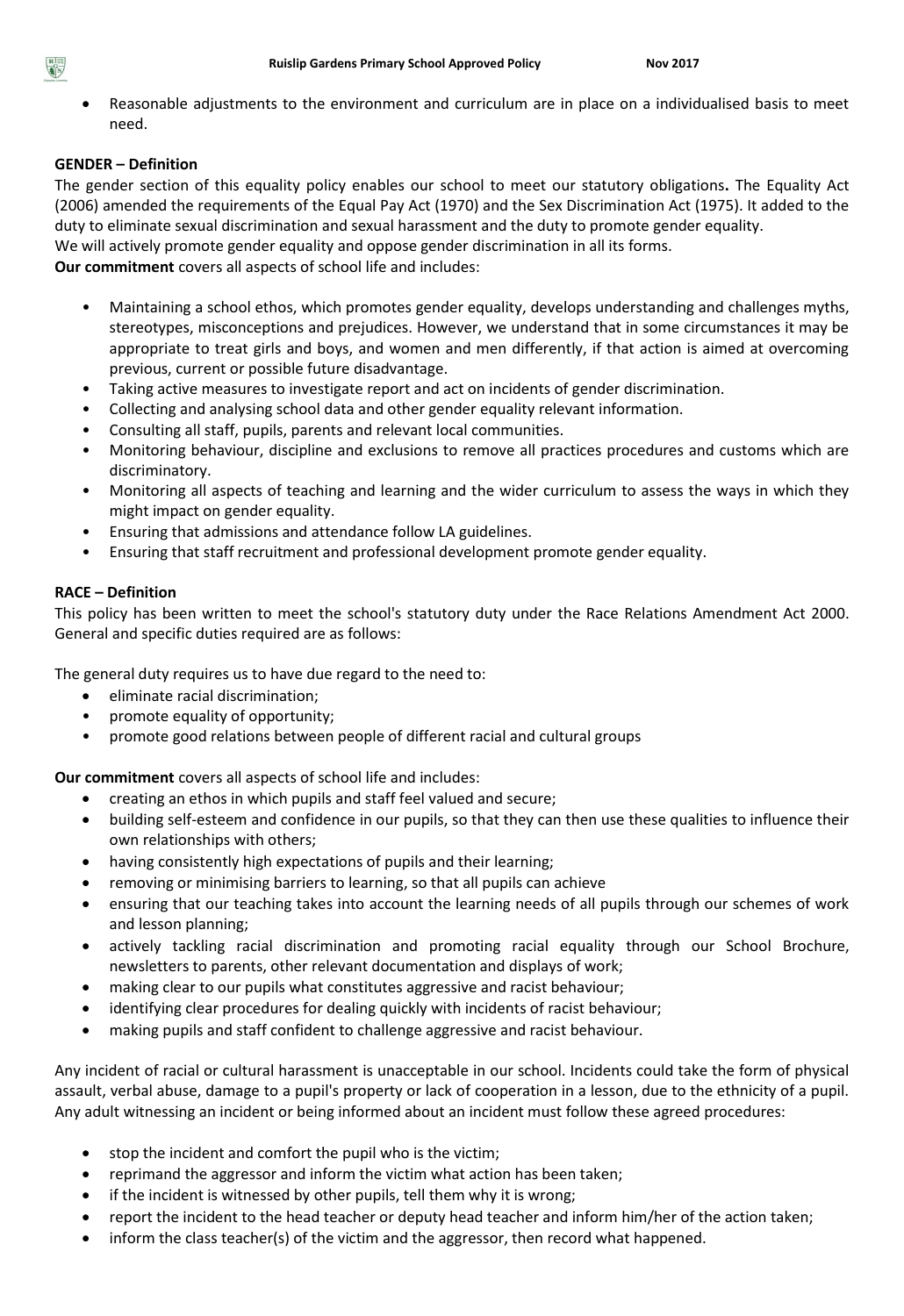- Reasonable adjustments to the environment and curriculum are in place on a individualised basis to meet need.

**GENDER – Definition**

The gender section of this equality policy enables our school to meet our statutory obligations**.** The Equality Act (2006) amended the requirements of the Equal Pay Act (1970) and the Sex Discrimination Act (1975). It added to the duty to eliminate sexual discrimination and sexual harassment and the duty to promote gender equality.

We will actively promote gender equality and oppose gender discrimination in all its forms.

**Our commitment** covers all aspects of school life and includes:

- Maintaining a school ethos, which promotes gender equality, develops understanding and challenges myths, stereotypes, misconceptions and prejudices. However, we understand that in some circumstances it may be appropriate to treat girls and boys, and women and men differently, if that action is aimed at overcoming previous, current or possible future disadvantage.
- Taking active measures to investigate report and act on incidents of gender discrimination.
- Collecting and analysing school data and other gender equality relevant information.
- Consulting all staff, pupils, parents and relevant local communities.
- Monitoring behaviour, discipline and exclusions to remove all practices procedures and customs which are discriminatory.
- Monitoring all aspects of teaching and learning and the wider curriculum to assess the ways in which they might impact on gender equality.
- Ensuring that admissions and attendance follow LA guidelines.
- Ensuring that staff recruitment and professional development promote gender equality.

**RACE – Definition**

This policy has been written to meet the school's statutory duty under the Race Relations Amendment Act 2000. General and specific duties required are as follows:

The general duty requires us to have due regard to the need to:

- eliminate racial discrimination;
- promote equality of opportunity;
- promote good relations between people of different racial and cultural groups

**Our commitment** covers all aspects of school life and includes:

- creating an ethos in which pupils and staff feel valued and secure;
- building self-esteem and confidence in our pupils, so that they can then use these qualities to influence their own relationships with others;
- having consistently high expectations of pupils and their learning;
- removing or minimising barriers to learning, so that all pupils can achieve
- ensuring that our teaching takes into account the learning needs of all pupils through our schemes of work and lesson planning;
- actively tackling racial discrimination and promoting racial equality through our School Brochure, newsletters to parents, other relevant documentation and displays of work;
- making clear to our pupils what constitutes aggressive and racist behaviour;
- identifying clear procedures for dealing quickly with incidents of racist behaviour;
- making pupils and staff confident to challenge aggressive and racist behaviour.

Any incident of racial or cultural harassment is unacceptable in our school. Incidents could take the form of physical assault, verbal abuse, damage to a pupil's property or lack of cooperation in a lesson, due to the ethnicity of a pupil. Any adult witnessing an incident or being informed about an incident must follow these agreed procedures:

- stop the incident and comfort the pupil who is the victim;
- reprimand the aggressor and inform the victim what action has been taken;
- if the incident is witnessed by other pupils, tell them why it is wrong;
- report the incident to the head teacher or deputy head teacher and inform him/her of the action taken;
- inform the class teacher(s) of the victim and the aggressor, then record what happened.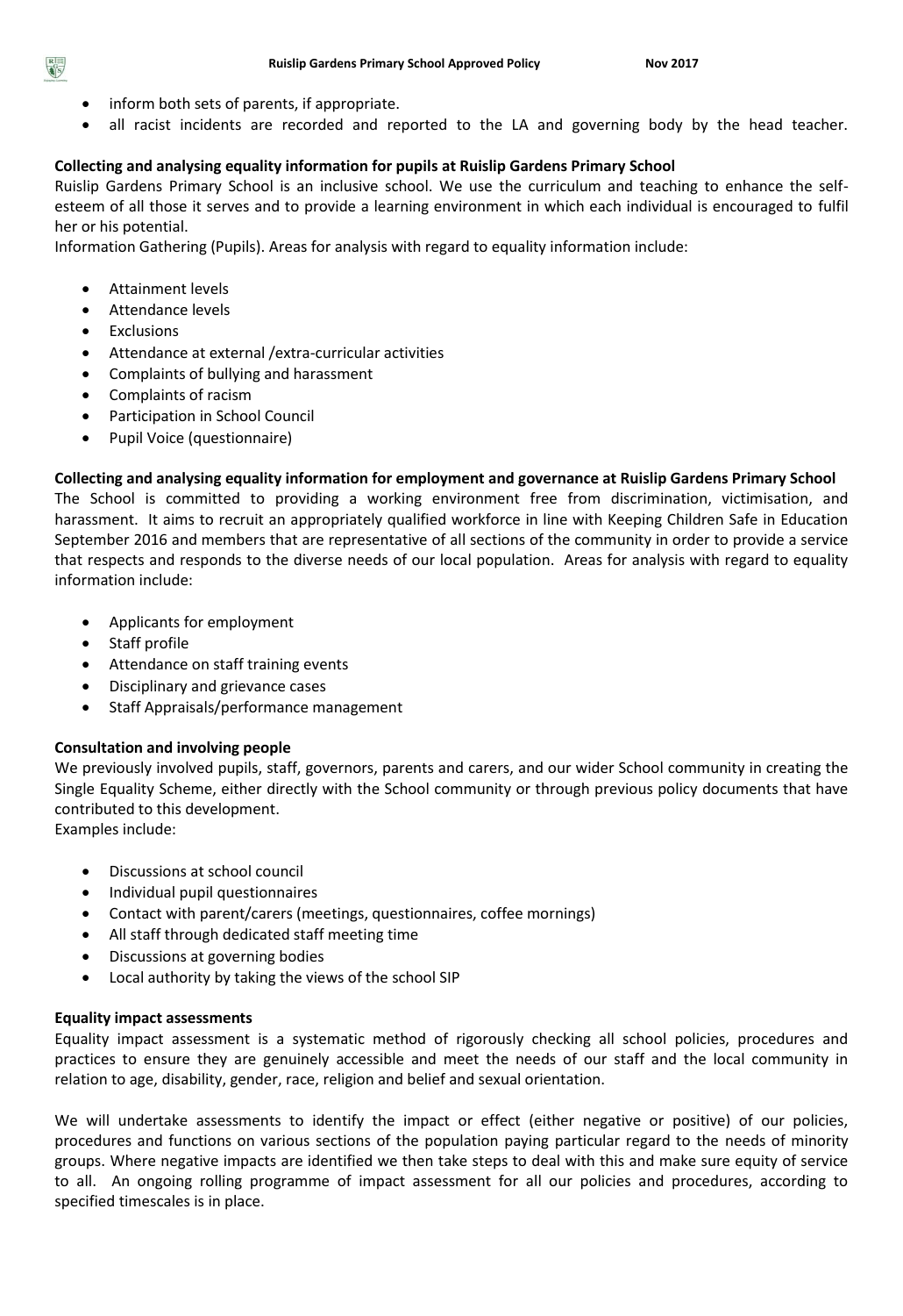- inform both sets of parents, if appropriate.
- all racist incidents are recorded and reported to the LA and governing body by the head teacher.

**Collecting and analysing equality information for pupils at Ruislip Gardens Primary School**

Ruislip Gardens Primary School is an inclusive school. We use the curriculum and teaching to enhance the self-esteem of all those it serves and to provide a learning environment in which each individual is encouraged to fulfil her or his potential.

Information Gathering (Pupils). Areas for analysis with regard to equality information include:

- Attainment levels
- Attendance levels
- Exclusions
- Attendance at external /extra-curricular activities
- Complaints of bullying and harassment
- Complaints of racism
- Participation in School Council
- Pupil Voice (questionnaire)

**Collecting and analysing equality information for employment and governance at Ruislip Gardens Primary School**

The School is committed to providing a working environment free from discrimination, victimisation, and harassment. It aims to recruit an appropriately qualified workforce in line with Keeping Children Safe in Education September 2016 and members that are representative of all sections of the community in order to provide a service that respects and responds to the diverse needs of our local population. Areas for analysis with regard to equality information include:

- Applicants for employment
- Staff profile
- Attendance on staff training events
- Disciplinary and grievance cases
- Staff Appraisals/performance management

**Consultation and involving people**

We previously involved pupils, staff, governors, parents and carers, and our wider School community in creating the Single Equality Scheme, either directly with the School community or through previous policy documents that have contributed to this development.

Examples include:

- Discussions at school council
- Individual pupil questionnaires
- Contact with parent/carers (meetings, questionnaires, coffee mornings)
- All staff through dedicated staff meeting time
- Discussions at governing bodies
- Local authority by taking the views of the school SIP

**Equality impact assessments**

Equality impact assessment is a systematic method of rigorously checking all school policies, procedures and practices to ensure they are genuinely accessible and meet the needs of our staff and the local community in relation to age, disability, gender, race, religion and belief and sexual orientation.

We will undertake assessments to identify the impact or effect (either negative or positive) of our policies, procedures and functions on various sections of the population paying particular regard to the needs of minority groups. Where negative impacts are identified we then take steps to deal with this and make sure equity of service to all. An ongoing rolling programme of impact assessment for all our policies and procedures, according to specified timescales is in place.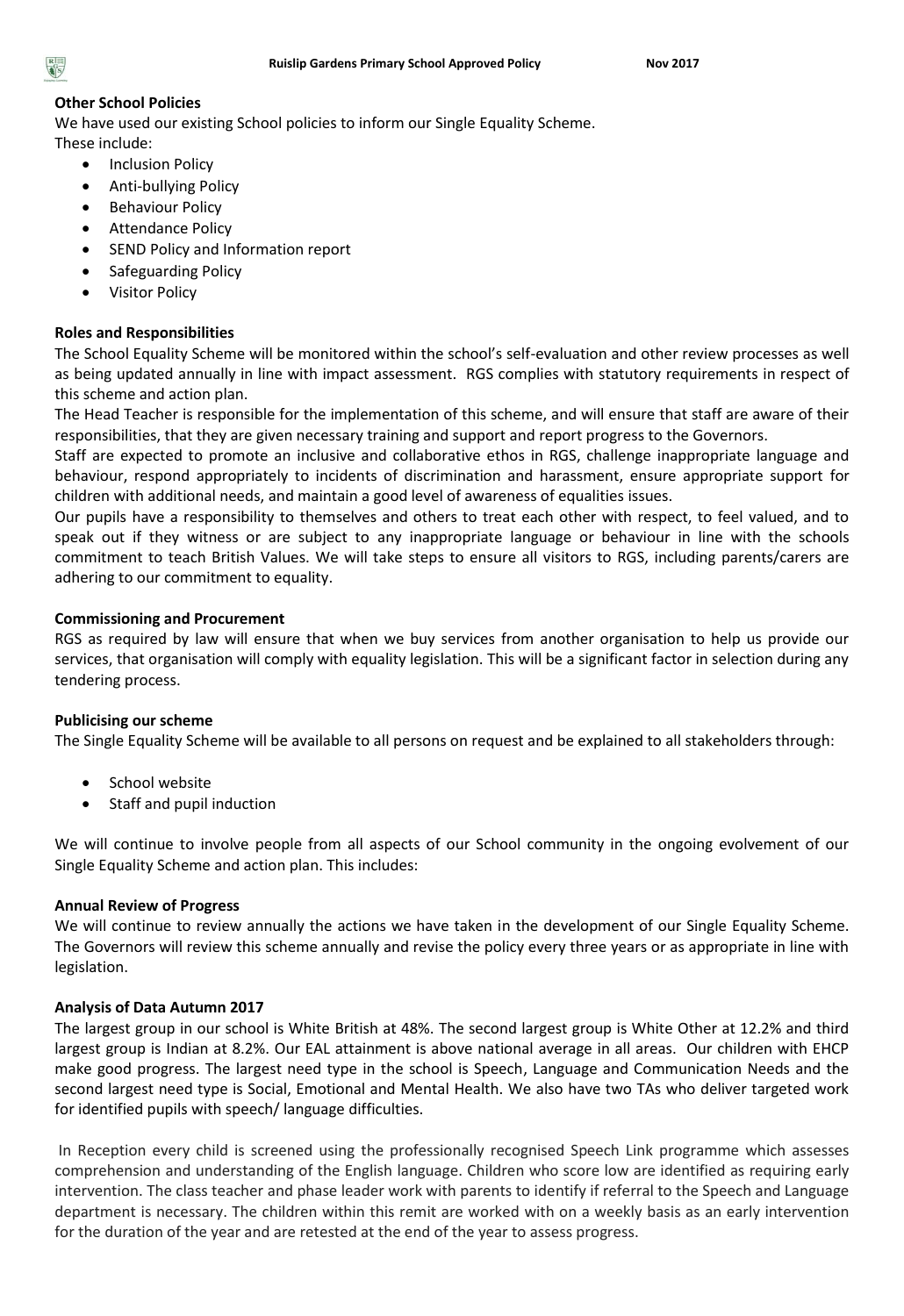**Other School Policies**

We have used our existing School policies to inform our Single Equality Scheme.
These include:

- Inclusion Policy
- Anti-bullying Policy
- Behaviour Policy
- Attendance Policy
- SEND Policy and Information report
- Safeguarding Policy
- Visitor Policy

**Roles and Responsibilities**

The School Equality Scheme will be monitored within the school's self-evaluation and other review processes as well as being updated annually in line with impact assessment. RGS complies with statutory requirements in respect of this scheme and action plan.

The Head Teacher is responsible for the implementation of this scheme, and will ensure that staff are aware of their responsibilities, that they are given necessary training and support and report progress to the Governors.

Staff are expected to promote an inclusive and collaborative ethos in RGS, challenge inappropriate language and behaviour, respond appropriately to incidents of discrimination and harassment, ensure appropriate support for children with additional needs, and maintain a good level of awareness of equalities issues.

Our pupils have a responsibility to themselves and others to treat each other with respect, to feel valued, and to speak out if they witness or are subject to any inappropriate language or behaviour in line with the schools commitment to teach British Values. We will take steps to ensure all visitors to RGS, including parents/carers are adhering to our commitment to equality.

**Commissioning and Procurement**

RGS as required by law will ensure that when we buy services from another organisation to help us provide our services, that organisation will comply with equality legislation. This will be a significant factor in selection during any tendering process.

**Publicising our scheme**

The Single Equality Scheme will be available to all persons on request and be explained to all stakeholders through:

- School website
- Staff and pupil induction

We will continue to involve people from all aspects of our School community in the ongoing evolvement of our Single Equality Scheme and action plan. This includes:

**Annual Review of Progress**

We will continue to review annually the actions we have taken in the development of our Single Equality Scheme. The Governors will review this scheme annually and revise the policy every three years or as appropriate in line with legislation.

**Analysis of Data Autumn 2017**

The largest group in our school is White British at 48%. The second largest group is White Other at 12.2% and third largest group is Indian at 8.2%. Our EAL attainment is above national average in all areas. Our children with EHCP make good progress. The largest need type in the school is Speech, Language and Communication Needs and the second largest need type is Social, Emotional and Mental Health. We also have two TAs who deliver targeted work for identified pupils with speech/ language difficulties.

In Reception every child is screened using the professionally recognised Speech Link programme which assesses comprehension and understanding of the English language. Children who score low are identified as requiring early intervention. The class teacher and phase leader work with parents to identify if referral to the Speech and Language department is necessary. The children within this remit are worked with on a weekly basis as an early intervention for the duration of the year and are retested at the end of the year to assess progress.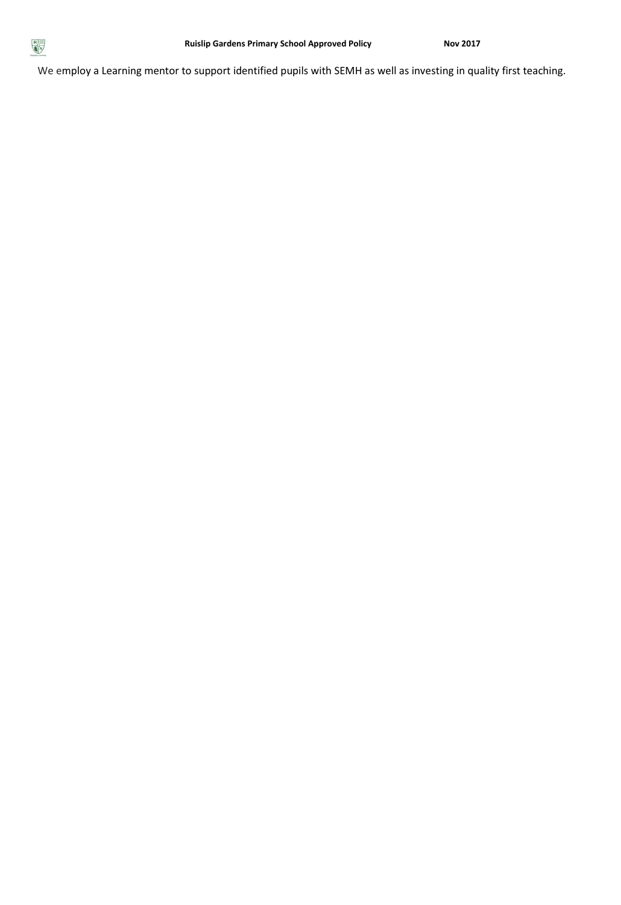We employ a Learning mentor to support identified pupils with SEMH as well as investing in quality first teaching.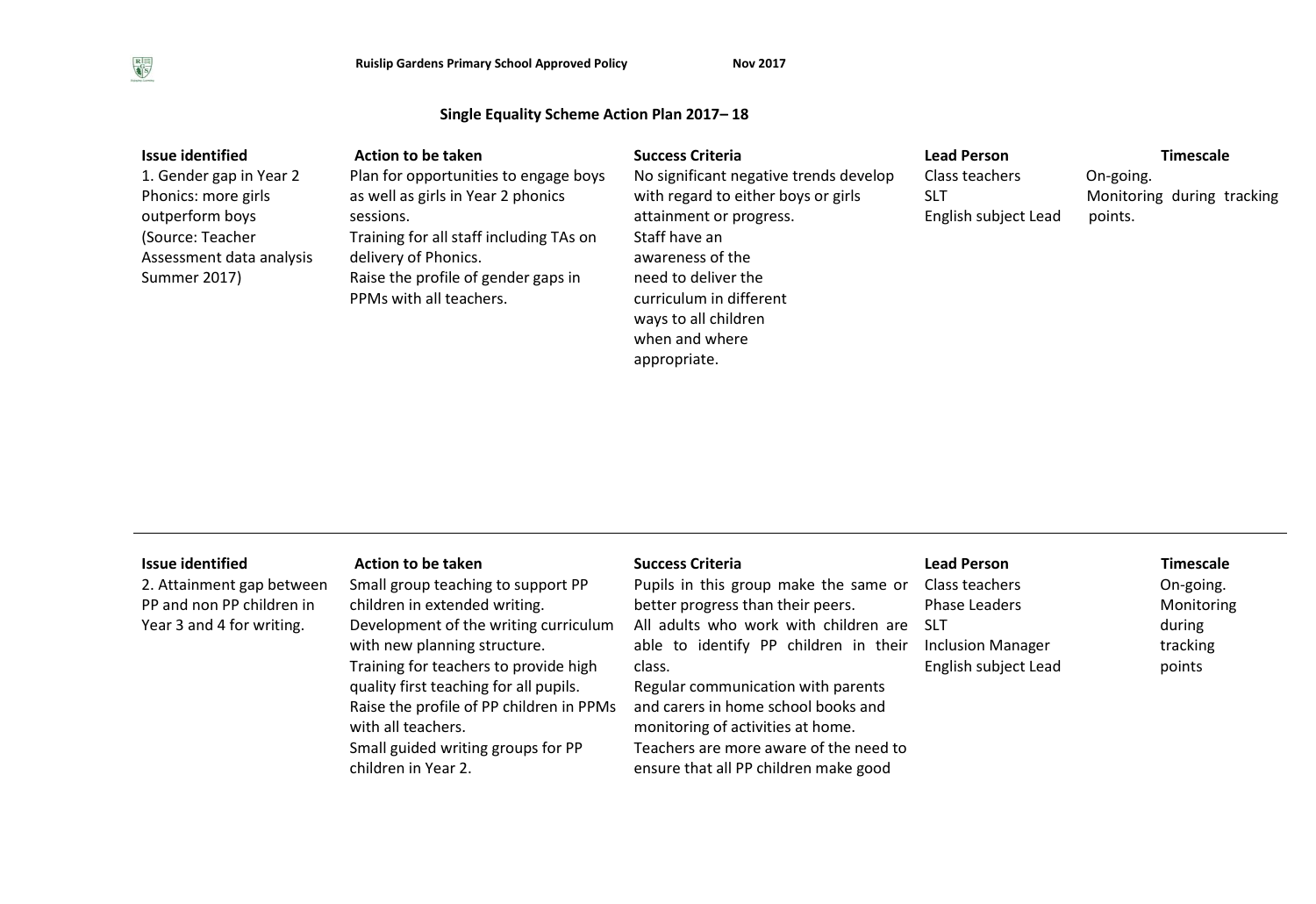## Single Equality Scheme Action Plan 2017– 18

| Issue identified | Action to be taken | Success Criteria | Lead Person | Timescale |
|---|---|---|---|---|
| 1. Gender gap in Year 2 Phonics: more girls outperform boys (Source: Teacher Assessment data analysis Summer 2017) | Plan for opportunities to engage boys as well as girls in Year 2 phonics sessions.<br>Training for all staff including TAs on delivery of Phonics.<br>Raise the profile of gender gaps in PPMs with all teachers. | No significant negative trends develop with regard to either boys or girls attainment or progress.<br>Staff have an awareness of the need to deliver the curriculum in different ways to all children when and where appropriate. | Class teachers<br>SLT<br>English subject Lead | On-going.<br>Monitoring during tracking points. |

| Issue identified | Action to be taken | Success Criteria | Lead Person | Timescale |
|---|---|---|---|---|
| 2. Attainment gap between PP and non PP children in Year 3 and 4 for writing. | Small group teaching to support PP children in extended writing.<br>Development of the writing curriculum with new planning structure.<br>Training for teachers to provide high quality first teaching for all pupils.<br>Raise the profile of PP children in PPMs with all teachers.<br>Small guided writing groups for PP children in Year 2. | Pupils in this group make the same or better progress than their peers.<br>All adults who work with children are able to identify PP children in their class.<br>Regular communication with parents and carers in home school books and monitoring of activities at home.<br>Teachers are more aware of the need to ensure that all PP children make good | Class teachers<br>Phase Leaders<br>SLT<br>Inclusion Manager<br>English subject Lead | On-going.<br>Monitoring during tracking points |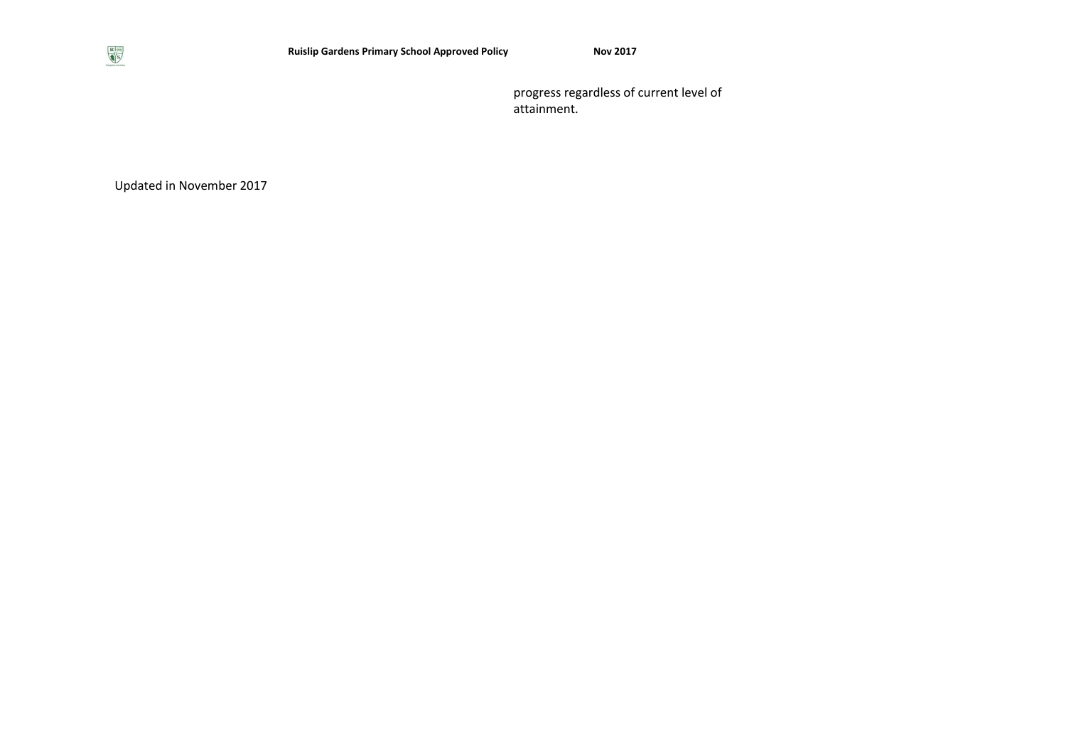progress regardless of current level of attainment.

Updated in November 2017